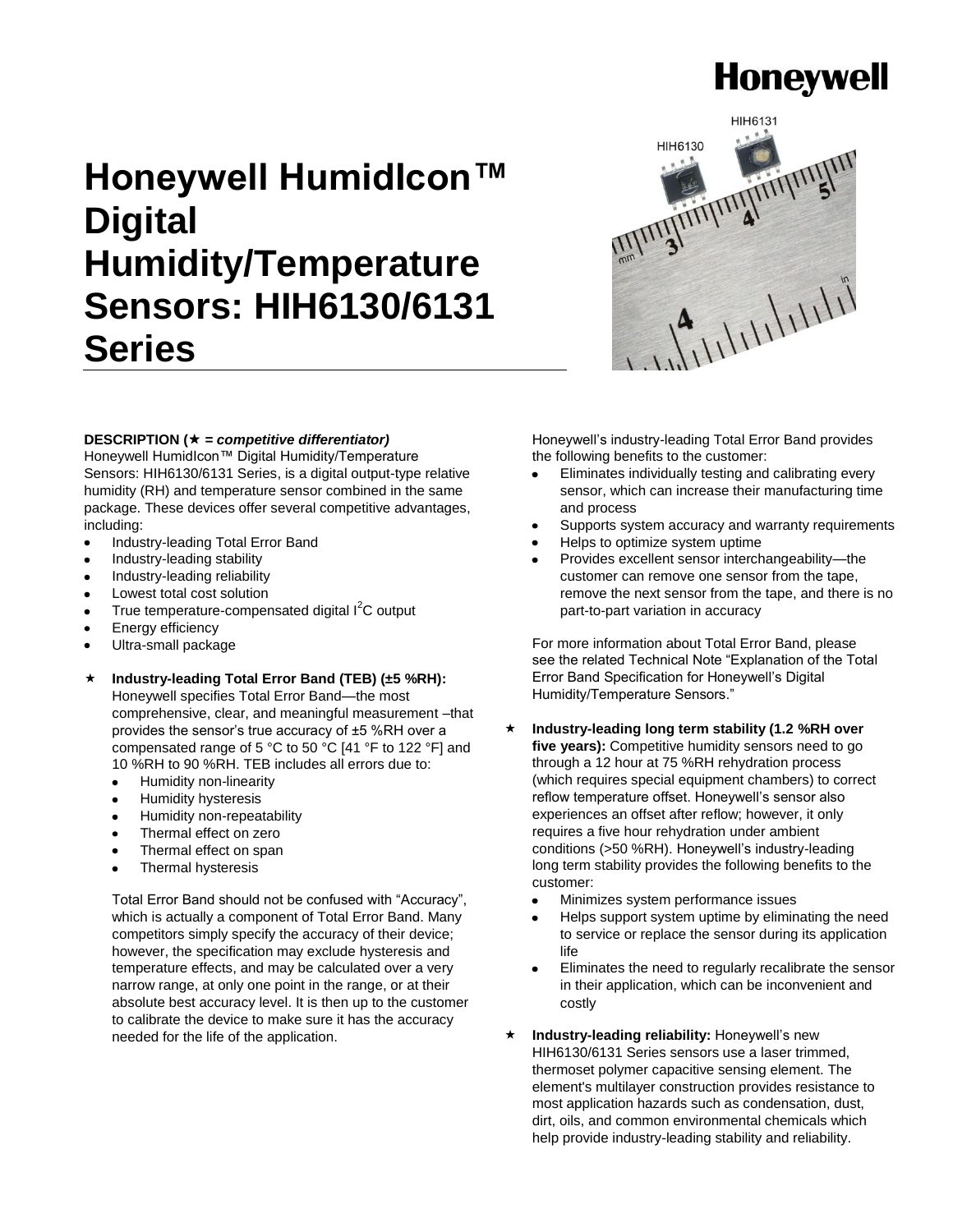Honeywell

# Honeywell HumidIcon™ Digital Humidity/Temperature Sensors: HIH6130/6131 Series

**DESCRIPTION (★ = *competitive differentiator)***

Honeywell HumidIcon™ Digital Humidity/Temperature Sensors: HIH6130/6131 Series, is a digital output-type relative humidity (RH) and temperature sensor combined in the same package. These devices offer several competitive advantages, including:

- Industry-leading Total Error Band
- Industry-leading stability
- Industry-leading reliability
- Lowest total cost solution
- True temperature-compensated digital $I^2C$ output
- Energy efficiency
- Ultra-small package

★ **Industry-leading Total Error Band (TEB) (±5 %RH):** Honeywell specifies Total Error Band—the most comprehensive, clear, and meaningful measurement –that provides the sensor's true accuracy of ±5 %RH over a compensated range of 5 °C to 50 °C [41 °F to 122 °F] and 10 %RH to 90 %RH. TEB includes all errors due to:

- Humidity non-linearity
- Humidity hysteresis
- Humidity non-repeatability
- Thermal effect on zero
- Thermal effect on span
- Thermal hysteresis

Total Error Band should not be confused with "Accuracy", which is actually a component of Total Error Band. Many competitors simply specify the accuracy of their device; however, the specification may exclude hysteresis and temperature effects, and may be calculated over a very narrow range, at only one point in the range, or at their absolute best accuracy level. It is then up to the customer to calibrate the device to make sure it has the accuracy needed for the life of the application.

Honeywell's industry-leading Total Error Band provides the following benefits to the customer:

- Eliminates individually testing and calibrating every sensor, which can increase their manufacturing time and process
- Supports system accuracy and warranty requirements
- Helps to optimize system uptime
- Provides excellent sensor interchangeability—the customer can remove one sensor from the tape, remove the next sensor from the tape, and there is no part-to-part variation in accuracy

For more information about Total Error Band, please see the related Technical Note "Explanation of the Total Error Band Specification for Honeywell's Digital Humidity/Temperature Sensors."

★ **Industry-leading long term stability (1.2 %RH over five years):** Competitive humidity sensors need to go through a 12 hour at 75 %RH rehydration process (which requires special equipment chambers) to correct reflow temperature offset. Honeywell's sensor also experiences an offset after reflow; however, it only requires a five hour rehydration under ambient conditions (>50 %RH). Honeywell's industry-leading long term stability provides the following benefits to the customer:

- Minimizes system performance issues
- Helps support system uptime by eliminating the need to service or replace the sensor during its application life
- Eliminates the need to regularly recalibrate the sensor in their application, which can be inconvenient and costly

★ **Industry-leading reliability:** Honeywell's new HIH6130/6131 Series sensors use a laser trimmed, thermoset polymer capacitive sensing element. The element's multilayer construction provides resistance to most application hazards such as condensation, dust, dirt, oils, and common environmental chemicals which help provide industry-leading stability and reliability.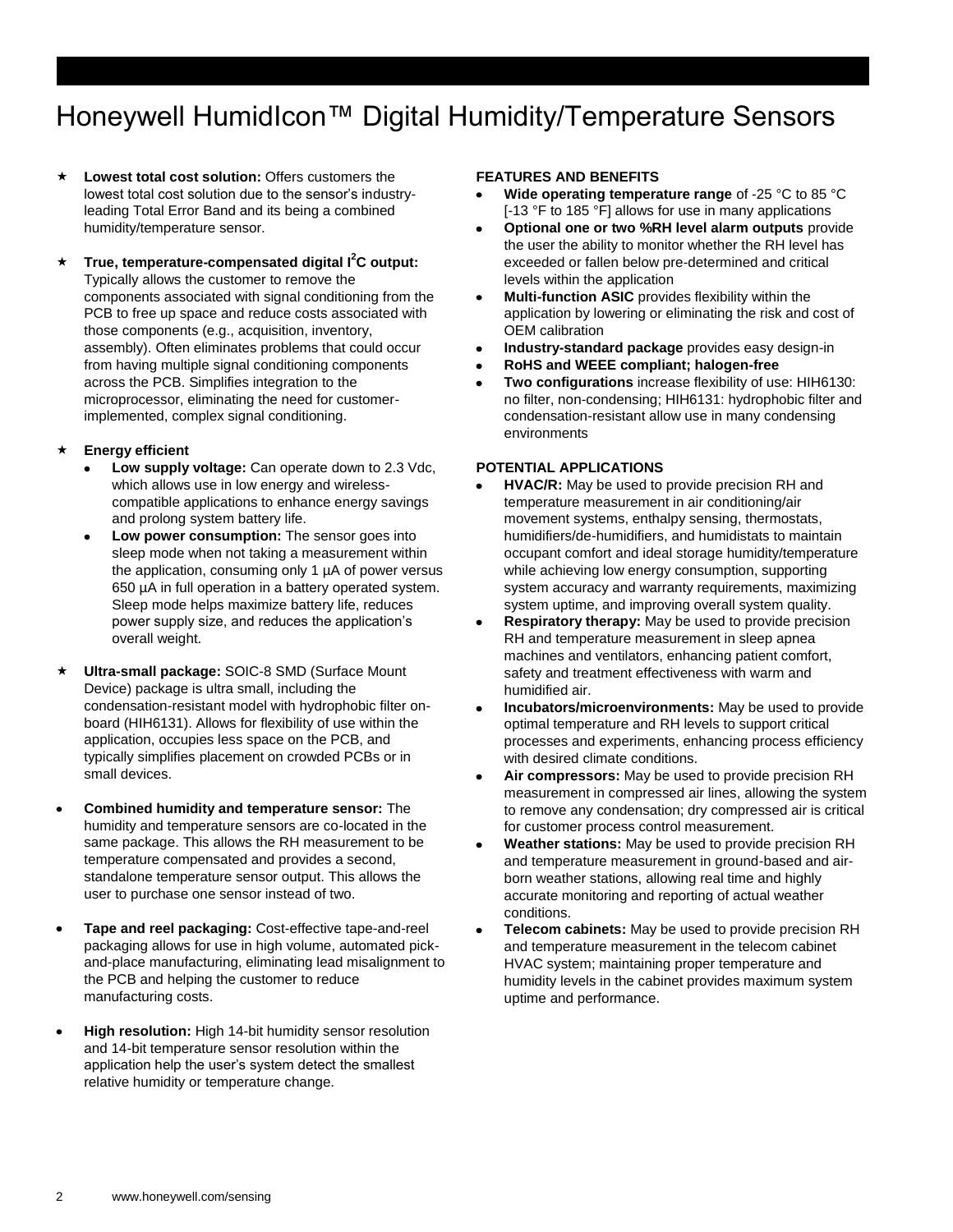# Honeywell HumidIcon™ Digital Humidity/Temperature Sensors

- **Lowest total cost solution:** Offers customers the lowest total cost solution due to the sensor's industry-leading Total Error Band and its being a combined humidity/temperature sensor.
- **True, temperature-compensated digital $I^2C$ output:** Typically allows the customer to remove the components associated with signal conditioning from the PCB to free up space and reduce costs associated with those components (e.g., acquisition, inventory, assembly). Often eliminates problems that could occur from having multiple signal conditioning components across the PCB. Simplifies integration to the microprocessor, eliminating the need for customer-implemented, complex signal conditioning.
- **Energy efficient**
  - **Low supply voltage:** Can operate down to 2.3 Vdc, which allows use in low energy and wireless-compatible applications to enhance energy savings and prolong system battery life.
  - **Low power consumption:** The sensor goes into sleep mode when not taking a measurement within the application, consuming only 1 µA of power versus 650 µA in full operation in a battery operated system. Sleep mode helps maximize battery life, reduces power supply size, and reduces the application's overall weight.
- **Ultra-small package:** SOIC-8 SMD (Surface Mount Device) package is ultra small, including the condensation-resistant model with hydrophobic filter on-board (HIH6131). Allows for flexibility of use within the application, occupies less space on the PCB, and typically simplifies placement on crowded PCBs or in small devices.
- **Combined humidity and temperature sensor:** The humidity and temperature sensors are co-located in the same package. This allows the RH measurement to be temperature compensated and provides a second, standalone temperature sensor output. This allows the user to purchase one sensor instead of two.
- **Tape and reel packaging:** Cost-effective tape-and-reel packaging allows for use in high volume, automated pick-and-place manufacturing, eliminating lead misalignment to the PCB and helping the customer to reduce manufacturing costs.
- **High resolution:** High 14-bit humidity sensor resolution and 14-bit temperature sensor resolution within the application help the user's system detect the smallest relative humidity or temperature change.

**FEATURES AND BENEFITS**

- **Wide operating temperature range** of -25 °C to 85 °C [-13 °F to 185 °F] allows for use in many applications
- **Optional one or two %RH level alarm outputs** provide the user the ability to monitor whether the RH level has exceeded or fallen below pre-determined and critical levels within the application
- **Multi-function ASIC** provides flexibility within the application by lowering or eliminating the risk and cost of OEM calibration
- **Industry-standard package** provides easy design-in
- **RoHS and WEEE compliant; halogen-free**
- **Two configurations** increase flexibility of use: HIH6130: no filter, non-condensing; HIH6131: hydrophobic filter and condensation-resistant allow use in many condensing environments

**POTENTIAL APPLICATIONS**

- **HVAC/R:** May be used to provide precision RH and temperature measurement in air conditioning/air movement systems, enthalpy sensing, thermostats, humidifiers/de-humidifiers, and humidistats to maintain occupant comfort and ideal storage humidity/temperature while achieving low energy consumption, supporting system accuracy and warranty requirements, maximizing system uptime, and improving overall system quality.
- **Respiratory therapy:** May be used to provide precision RH and temperature measurement in sleep apnea machines and ventilators, enhancing patient comfort, safety and treatment effectiveness with warm and humidified air.
- **Incubators/microenvironments:** May be used to provide optimal temperature and RH levels to support critical processes and experiments, enhancing process efficiency with desired climate conditions.
- **Air compressors:** May be used to provide precision RH measurement in compressed air lines, allowing the system to remove any condensation; dry compressed air is critical for customer process control measurement.
- **Weather stations:** May be used to provide precision RH and temperature measurement in ground-based and air-born weather stations, allowing real time and highly accurate monitoring and reporting of actual weather conditions.
- **Telecom cabinets:** May be used to provide precision RH and temperature measurement in the telecom cabinet HVAC system; maintaining proper temperature and humidity levels in the cabinet provides maximum system uptime and performance.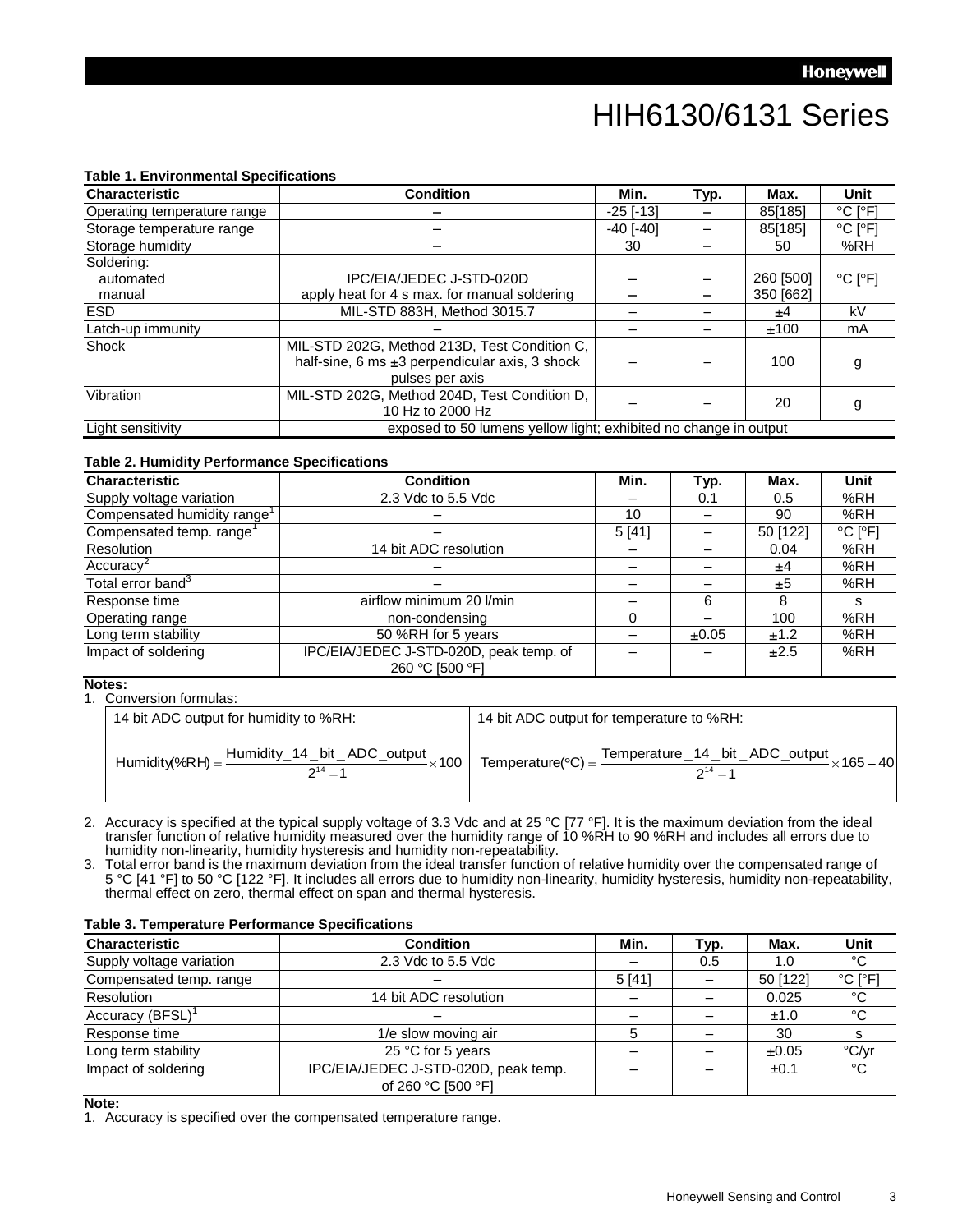# HIH6130/6131 Series

**Table 1. Environmental Specifications**

| Characteristic | Condition | Min. | Typ. | Max. | Unit |
|---|---|---|---|---|---|
| Operating temperature range | – | -25 [-13] | – | 85[185] | °C [°F] |
| Storage temperature range | – | -40 [-40] | – | 85[185] | °C [°F] |
| Storage humidity | – | 30 | – | 50 | %RH |
| Soldering: automated manual | IPC/EIA/JEDEC J-STD-020D apply heat for 4 s max. for manual soldering | – – | – – | 260 [500] 350 [662] | °C [°F] |
| ESD | MIL-STD 883H, Method 3015.7 | – | – | ±4 | kV |
| Latch-up immunity | – | – | – | ±100 | mA |
| Shock | MIL-STD 202G, Method 213D, Test Condition C, half-sine, 6 ms ±3 perpendicular axis, 3 shock pulses per axis | – | – | 100 | g |
| Vibration | MIL-STD 202G, Method 204D, Test Condition D, 10 Hz to 2000 Hz | – | – | 20 | g |
| Light sensitivity | exposed to 50 lumens yellow light; exhibited no change in output | | | | |

**Table 2. Humidity Performance Specifications**

| Characteristic | Condition | Min. | Typ. | Max. | Unit |
|---|---|---|---|---|---|
| Supply voltage variation | 2.3 Vdc to 5.5 Vdc | – | 0.1 | 0.5 | %RH |
| Compensated humidity range[1] | – | 10 | – | 90 | %RH |
| Compensated temp. range[1] | – | 5 [41] | – | 50 [122] | °C [°F] |
| Resolution | 14 bit ADC resolution | – | – | 0.04 | %RH |
| Accuracy[2] | – | – | – | ±4 | %RH |
| Total error band[3] | – | – | – | ±5 | %RH |
| Response time | airflow minimum 20 l/min | – | 6 | 8 | s |
| Operating range | non-condensing | 0 | – | 100 | %RH |
| Long term stability | 50 %RH for 5 years | – | ±0.05 | ±1.2 | %RH |
| Impact of soldering | IPC/EIA/JEDEC J-STD-020D, peak temp. of 260 °C [500 °F] | – | – | ±2.5 | %RH |

**Notes:**

1. Conversion formulas:

| 14 bit ADC output for humidity to %RH: | 14 bit ADC output for temperature to %RH: |
|---|---|
| $\text{Humidity}(\%RH) = \frac{\text{Humidity\_14\_bit\_ADC\_output}}{2^{14}-1} \times 100$ | $\text{Temperature}(°C) = \frac{\text{Temperature\_14\_bit\_ADC\_output}}{2^{14}-1} \times 165 - 40$ |

2. Accuracy is specified at the typical supply voltage of 3.3 Vdc and at 25 °C [77 °F]. It is the maximum deviation from the ideal transfer function of relative humidity measured over the humidity range of 10 %RH to 90 %RH and includes all errors due to humidity non-linearity, humidity hysteresis and humidity non-repeatability.
3. Total error band is the maximum deviation from the ideal transfer function of relative humidity over the compensated range of 5 °C [41 °F] to 50 °C [122 °F]. It includes all errors due to humidity non-linearity, humidity hysteresis, humidity non-repeatability, thermal effect on zero, thermal effect on span and thermal hysteresis.

**Table 3. Temperature Performance Specifications**

| Characteristic | Condition | Min. | Typ. | Max. | Unit |
|---|---|---|---|---|---|
| Supply voltage variation | 2.3 Vdc to 5.5 Vdc | – | 0.5 | 1.0 | °C |
| Compensated temp. range | – | 5 [41] | – | 50 [122] | °C [°F] |
| Resolution | 14 bit ADC resolution | – | – | 0.025 | °C |
| Accuracy (BFSL)[1] | – | – | – | ±1.0 | °C |
| Response time | 1/e slow moving air | 5 | – | 30 | s |
| Long term stability | 25 °C for 5 years | – | – | ±0.05 | °C/yr |
| Impact of soldering | IPC/EIA/JEDEC J-STD-020D, peak temp. of 260 °C [500 °F] | – | – | ±0.1 | °C |

**Note:**

1. Accuracy is specified over the compensated temperature range.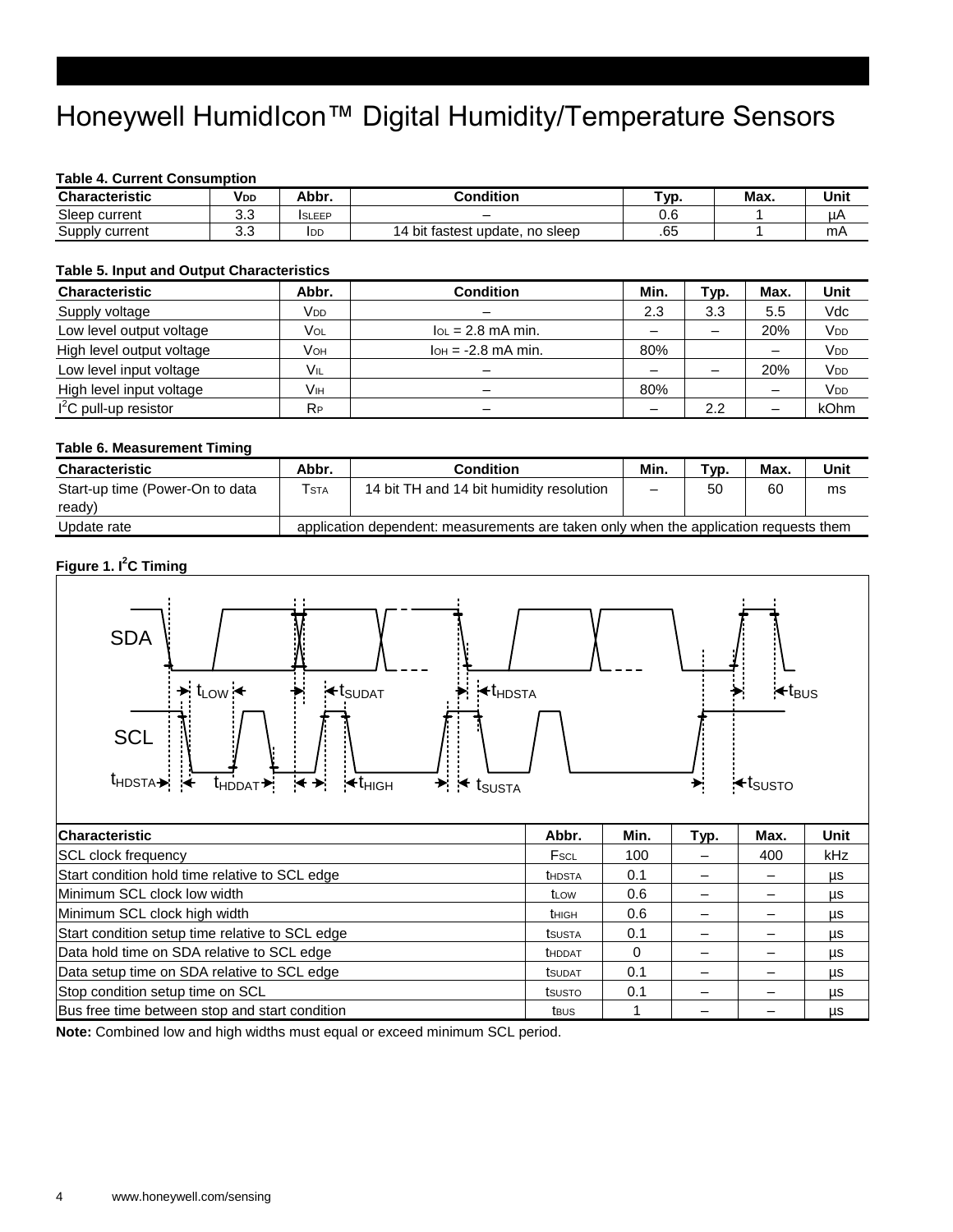# Honeywell HumidIcon™ Digital Humidity/Temperature Sensors

**Table 4. Current Consumption**

| Characteristic | $V_{DD}$ | Abbr. | Condition | Typ. | Max. | Unit |
|---|---|---|---|---|---|---|
| Sleep current | 3.3 | $I_{SLEEP}$ | – | 0.6 | 1 | µA |
| Supply current | 3.3 | $I_{DD}$ | 14 bit fastest update, no sleep | .65 | 1 | mA |

**Table 5. Input and Output Characteristics**

| Characteristic | Abbr. | Condition | Min. | Typ. | Max. | Unit |
|---|---|---|---|---|---|---|
| Supply voltage | $V_{DD}$ | – | 2.3 | 3.3 | 5.5 | Vdc |
| Low level output voltage | $V_{OL}$ | $I_{OL}$ = 2.8 mA min. | – | – | 20% | $V_{DD}$ |
| High level output voltage | $V_{OH}$ | $I_{OH}$ = -2.8 mA min. | 80% | | – | $V_{DD}$ |
| Low level input voltage | $V_{IL}$ | – | – | – | 20% | $V_{DD}$ |
| High level input voltage | $V_{IH}$ | – | 80% | | – | $V_{DD}$ |
| $I^2C$ pull-up resistor | $R_P$ | – | – | 2.2 | – | kOhm |

**Table 6. Measurement Timing**

| Characteristic | Abbr. | Condition | Min. | Typ. | Max. | Unit |
|---|---|---|---|---|---|---|
| Start-up time (Power-On to data ready) | $T_{STA}$ | 14 bit TH and 14 bit humidity resolution | – | 50 | 60 | ms |
| Update rate | application dependent: measurements are taken only when the application requests them | | | | | |

**Figure 1. $I^2C$ Timing**

| Characteristic | Abbr. | Min. | Typ. | Max. | Unit |
|---|---|---|---|---|---|
| SCL clock frequency | $F_{SCL}$ | 100 | – | 400 | kHz |
| Start condition hold time relative to SCL edge | $t_{HDSTA}$ | 0.1 | – | – | µs |
| Minimum SCL clock low width | $t_{LOW}$ | 0.6 | – | – | µs |
| Minimum SCL clock high width | $t_{HIGH}$ | 0.6 | – | – | µs |
| Start condition setup time relative to SCL edge | $t_{SUSTA}$ | 0.1 | – | – | µs |
| Data hold time on SDA relative to SCL edge | $t_{HDDAT}$ | 0 | – | – | µs |
| Data setup time on SDA relative to SCL edge | $t_{SUDAT}$ | 0.1 | – | – | µs |
| Stop condition setup time on SCL | $t_{SUSTO}$ | 0.1 | – | – | µs |
| Bus free time between stop and start condition | $t_{BUS}$ | 1 | – | – | µs |

**Note:** Combined low and high widths must equal or exceed minimum SCL period.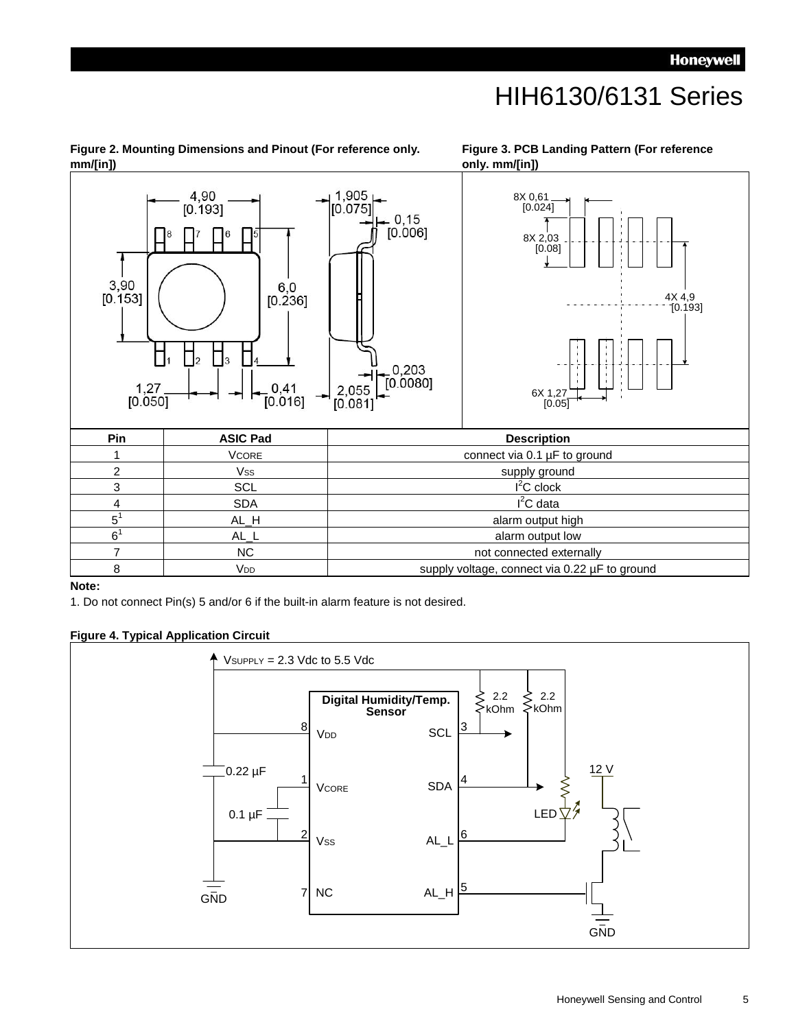**Figure 2. Mounting Dimensions and Pinout (For reference only. mm/[in])**

**Figure 3. PCB Landing Pattern (For reference only. mm/[in])**

| Pin | ASIC Pad | Description |
|---|---|---|
| 1 | $V_{CORE}$ | connect via 0.1 µF to ground |
| 2 | $V_{SS}$ | supply ground |
| 3 | SCL | $I^2C$ clock |
| 4 | SDA | $I^2C$ data |
| 5[1] | AL_H | alarm output high |
| 6[1] | AL_L | alarm output low |
| 7 | NC | not connected externally |
| 8 | $V_{DD}$ | supply voltage, connect via 0.22 µF to ground |

**Note:**

1. Do not connect Pin(s) 5 and/or 6 if the built-in alarm feature is not desired.

**Figure 4. Typical Application Circuit**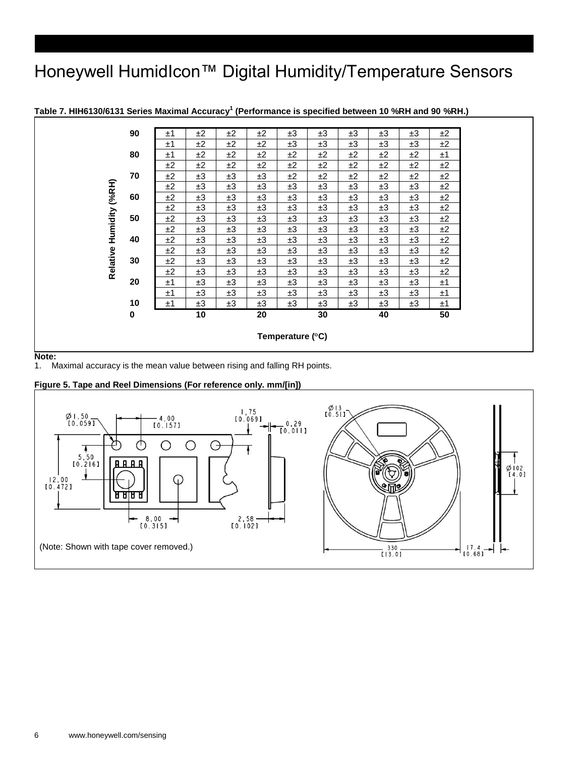# Honeywell HumidIcon™ Digital Humidity/Temperature Sensors

**Table 7. HIH6130/6131 Series Maximal Accuracy[1] (Performance is specified between 10 %RH and 90 %RH.)**

| Relative Humidity (%RH) | | | | | | | | | | |
|---|---|---|---|---|---|---|---|---|---|---|
| 90 | ±1 | ±2 | ±2 | ±2 | ±3 | ±3 | ±3 | ±3 | ±3 | ±2 |
| | ±1 | ±2 | ±2 | ±2 | ±3 | ±3 | ±3 | ±3 | ±3 | ±2 |
| 80 | ±1 | ±2 | ±2 | ±2 | ±2 | ±2 | ±2 | ±2 | ±2 | ±1 |
| | ±2 | ±2 | ±2 | ±2 | ±2 | ±2 | ±2 | ±2 | ±2 | ±2 |
| 70 | ±2 | ±3 | ±3 | ±3 | ±2 | ±2 | ±2 | ±2 | ±2 | ±2 |
| | ±2 | ±3 | ±3 | ±3 | ±3 | ±3 | ±3 | ±3 | ±3 | ±2 |
| 60 | ±2 | ±3 | ±3 | ±3 | ±3 | ±3 | ±3 | ±3 | ±3 | ±2 |
| | ±2 | ±3 | ±3 | ±3 | ±3 | ±3 | ±3 | ±3 | ±3 | ±2 |
| 50 | ±2 | ±3 | ±3 | ±3 | ±3 | ±3 | ±3 | ±3 | ±3 | ±2 |
| | ±2 | ±3 | ±3 | ±3 | ±3 | ±3 | ±3 | ±3 | ±3 | ±2 |
| 40 | ±2 | ±3 | ±3 | ±3 | ±3 | ±3 | ±3 | ±3 | ±3 | ±2 |
| | ±2 | ±3 | ±3 | ±3 | ±3 | ±3 | ±3 | ±3 | ±3 | ±2 |
| 30 | ±2 | ±3 | ±3 | ±3 | ±3 | ±3 | ±3 | ±3 | ±3 | ±2 |
| | ±2 | ±3 | ±3 | ±3 | ±3 | ±3 | ±3 | ±3 | ±3 | ±2 |
| 20 | ±1 | ±3 | ±3 | ±3 | ±3 | ±3 | ±3 | ±3 | ±3 | ±1 |
| | ±1 | ±3 | ±3 | ±3 | ±3 | ±3 | ±3 | ±3 | ±3 | ±1 |
| 10 | ±1 | ±3 | ±3 | ±3 | ±3 | ±3 | ±3 | ±3 | ±3 | ±1 |
| 0 | | 10 | | 20 | | 30 | | 40 | | 50 |

Temperature (°C)

**Note:**

1. Maximal accuracy is the mean value between rising and falling RH points.

**Figure 5. Tape and Reel Dimensions (For reference only. mm/[in])**

(Note: Shown with tape cover removed.)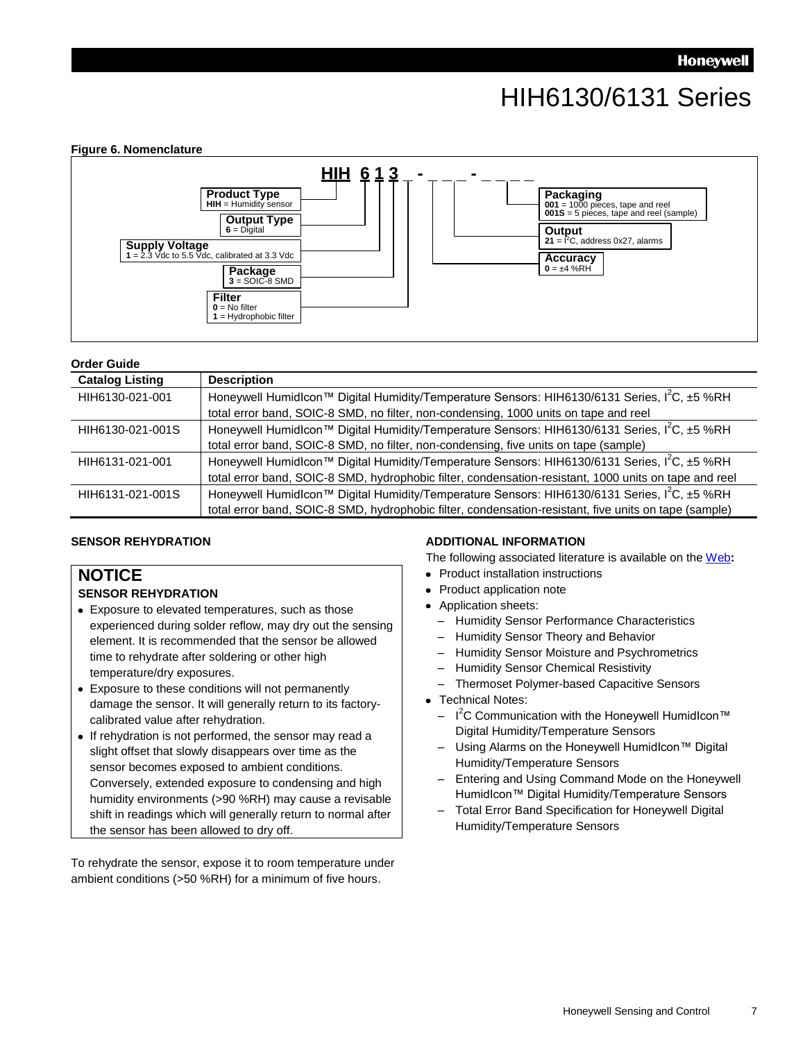**Figure 6. Nomenclature**

**HIH 6 1 3 _ - _ _ _ - _ _ _ _**

- **Product Type**: **HIH** = Humidity sensor
- **Output Type**: **6** = Digital
- **Supply Voltage**: **1** = 2.3 Vdc to 5.5 Vdc, calibrated at 3.3 Vdc
- **Package**: **3** = SOIC-8 SMD
- **Filter**: **0** = No filter; **1** = Hydrophobic filter
- **Accuracy**: **0** = ±4 %RH
- **Output**: **21** = I$^2$C, address 0x27, alarms
- **Packaging**: **001** = 1000 pieces, tape and reel; **001S** = 5 pieces, tape and reel (sample)

**Order Guide**

| Catalog Listing | Description |
|---|---|
| HIH6130-021-001 | Honeywell HumidIcon™ Digital Humidity/Temperature Sensors: HIH6130/6131 Series, I$^2$C, ±5 %RH total error band, SOIC-8 SMD, no filter, non-condensing, 1000 units on tape and reel |
| HIH6130-021-001S | Honeywell HumidIcon™ Digital Humidity/Temperature Sensors: HIH6130/6131 Series, I$^2$C, ±5 %RH total error band, SOIC-8 SMD, no filter, non-condensing, five units on tape (sample) |
| HIH6131-021-001 | Honeywell HumidIcon™ Digital Humidity/Temperature Sensors: HIH6130/6131 Series, I$^2$C, ±5 %RH total error band, SOIC-8 SMD, hydrophobic filter, condensation-resistant, 1000 units on tape and reel |
| HIH6131-021-001S | Honeywell HumidIcon™ Digital Humidity/Temperature Sensors: HIH6130/6131 Series, I$^2$C, ±5 %RH total error band, SOIC-8 SMD, hydrophobic filter, condensation-resistant, five units on tape (sample) |

## SENSOR REHYDRATION

> **NOTICE**
>
> **SENSOR REHYDRATION**
>
> - Exposure to elevated temperatures, such as those experienced during solder reflow, may dry out the sensing element. It is recommended that the sensor be allowed time to rehydrate after soldering or other high temperature/dry exposures.
> - Exposure to these conditions will not permanently damage the sensor. It will generally return to its factory-calibrated value after rehydration.
> - If rehydration is not performed, the sensor may read a slight offset that slowly disappears over time as the sensor becomes exposed to ambient conditions. Conversely, extended exposure to condensing and high humidity environments (>90 %RH) may cause a revisable shift in readings which will generally return to normal after the sensor has been allowed to dry off.

To rehydrate the sensor, expose it to room temperature under ambient conditions (>50 %RH) for a minimum of five hours.

## ADDITIONAL INFORMATION

The following associated literature is available on the Web**:**

- Product installation instructions
- Product application note
- Application sheets:
  - Humidity Sensor Performance Characteristics
  - Humidity Sensor Theory and Behavior
  - Humidity Sensor Moisture and Psychrometrics
  - Humidity Sensor Chemical Resistivity
  - Thermoset Polymer-based Capacitive Sensors
- Technical Notes:
  - I$^2$C Communication with the Honeywell HumidIcon™ Digital Humidity/Temperature Sensors
  - Using Alarms on the Honeywell HumidIcon™ Digital Humidity/Temperature Sensors
  - Entering and Using Command Mode on the Honeywell HumidIcon™ Digital Humidity/Temperature Sensors
  - Total Error Band Specification for Honeywell Digital Humidity/Temperature Sensors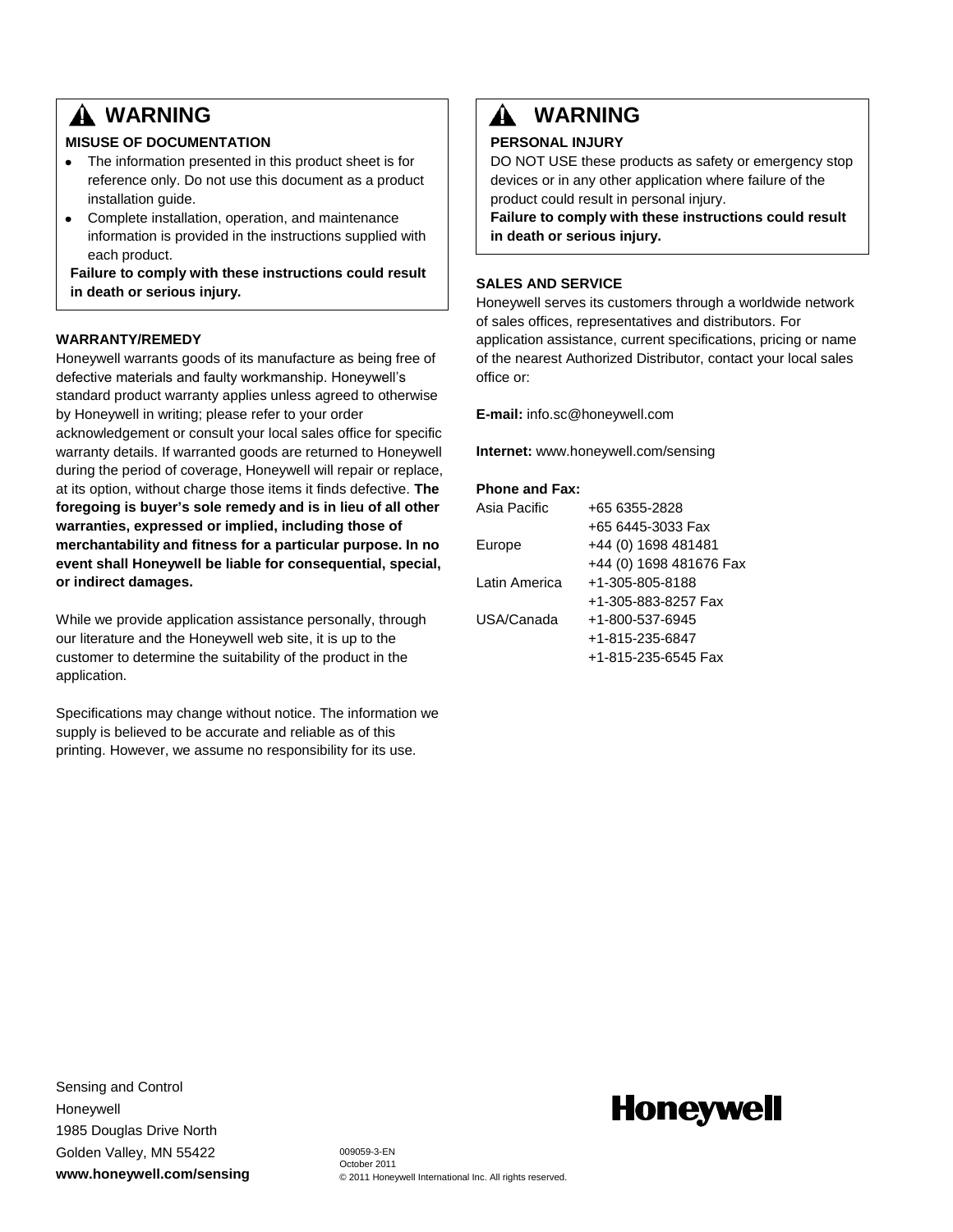## ⚠ WARNING

**MISUSE OF DOCUMENTATION**

- The information presented in this product sheet is for reference only. Do not use this document as a product installation guide.
- Complete installation, operation, and maintenance information is provided in the instructions supplied with each product.

**Failure to comply with these instructions could result in death or serious injury.**

**WARRANTY/REMEDY**

Honeywell warrants goods of its manufacture as being free of defective materials and faulty workmanship. Honeywell's standard product warranty applies unless agreed to otherwise by Honeywell in writing; please refer to your order acknowledgement or consult your local sales office for specific warranty details. If warranted goods are returned to Honeywell during the period of coverage, Honeywell will repair or replace, at its option, without charge those items it finds defective. **The foregoing is buyer's sole remedy and is in lieu of all other warranties, expressed or implied, including those of merchantability and fitness for a particular purpose. In no event shall Honeywell be liable for consequential, special, or indirect damages.**

While we provide application assistance personally, through our literature and the Honeywell web site, it is up to the customer to determine the suitability of the product in the application.

Specifications may change without notice. The information we supply is believed to be accurate and reliable as of this printing. However, we assume no responsibility for its use.

## ⚠ WARNING

**PERSONAL INJURY**

DO NOT USE these products as safety or emergency stop devices or in any other application where failure of the product could result in personal injury.

**Failure to comply with these instructions could result in death or serious injury.**

**SALES AND SERVICE**

Honeywell serves its customers through a worldwide network of sales offices, representatives and distributors. For application assistance, current specifications, pricing or name of the nearest Authorized Distributor, contact your local sales office or:

**E-mail:** info.sc@honeywell.com

**Internet:** www.honeywell.com/sensing

**Phone and Fax:**

| | |
|---|---|
| Asia Pacific | +65 6355-2828 |
| | +65 6445-3033 Fax |
| Europe | +44 (0) 1698 481481 |
| | +44 (0) 1698 481676 Fax |
| Latin America | +1-305-805-8188 |
| | +1-305-883-8257 Fax |
| USA/Canada | +1-800-537-6945 |
| | +1-815-235-6847 |
| | +1-815-235-6545 Fax |

Sensing and Control
Honeywell
1985 Douglas Drive North
Golden Valley, MN 55422
**www.honeywell.com/sensing**

009059-3-EN
October 2011
© 2011 Honeywell International Inc. All rights reserved.

**Honeywell**